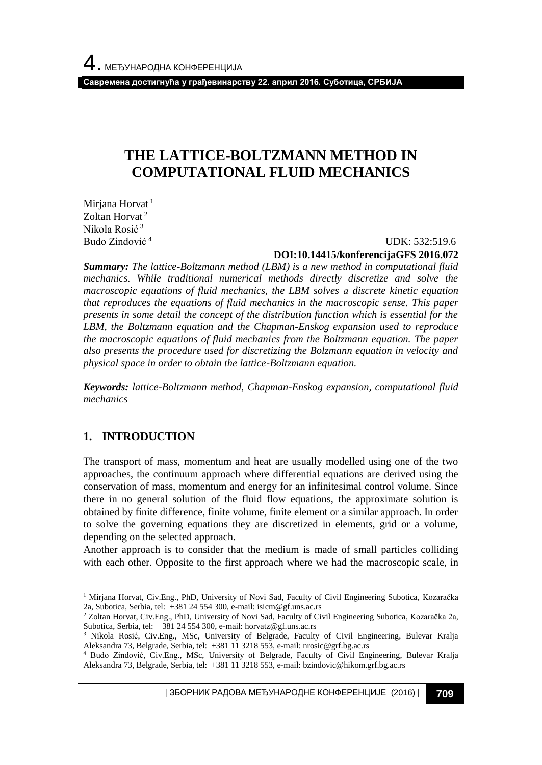# THE LATTICE-BOLTZMANN METHOD IN COMPUTATIONAL FLUID MECHANICS

Mirjana Horvat [1]
Zoltan Horvat [2]
Nikola Rosić [3]
Budo Zindović [4]

UDK: 532:519.6
**DOI:10.14415/konferencijaGFS 2016.072**

***Summary:*** *The lattice-Boltzmann method (LBM) is a new method in computational fluid mechanics. While traditional numerical methods directly discretize and solve the macroscopic equations of fluid mechanics, the LBM solves a discrete kinetic equation that reproduces the equations of fluid mechanics in the macroscopic sense. This paper presents in some detail the concept of the distribution function which is essential for the LBM, the Boltzmann equation and the Chapman-Enskog expansion used to reproduce the macroscopic equations of fluid mechanics from the Boltzmann equation. The paper also presents the procedure used for discretizing the Bolzmann equation in velocity and physical space in order to obtain the lattice-Boltzmann equation.*

***Keywords:*** *lattice-Boltzmann method, Chapman-Enskog expansion, computational fluid mechanics*

## 1. INTRODUCTION

The transport of mass, momentum and heat are usually modelled using one of the two approaches, the continuum approach where differential equations are derived using the conservation of mass, momentum and energy for an infinitesimal control volume. Since there in no general solution of the fluid flow equations, the approximate solution is obtained by finite difference, finite volume, finite element or a similar approach. In order to solve the governing equations they are discretized in elements, grid or a volume, depending on the selected approach.

Another approach is to consider that the medium is made of small particles colliding with each other. Opposite to the first approach where we had the macroscopic scale, in

---

[1] Mirjana Horvat, Civ.Eng., PhD, University of Novi Sad, Faculty of Civil Engineering Subotica, Kozaračka 2a, Subotica, Serbia, tel: +381 24 554 300, e-mail: isicm@gf.uns.ac.rs

[2] Zoltan Horvat, Civ.Eng., PhD, University of Novi Sad, Faculty of Civil Engineering Subotica, Kozaračka 2a, Subotica, Serbia, tel: +381 24 554 300, e-mail: horvatz@gf.uns.ac.rs

[3] Nikola Rosić, Civ.Eng., MSc, University of Belgrade, Faculty of Civil Engineering, Bulevar Kralja Aleksandra 73, Belgrade, Serbia, tel: +381 11 3218 553, e-mail: nrosic@grf.bg.ac.rs

[4] Budo Zindović, Civ.Eng., MSc, University of Belgrade, Faculty of Civil Engineering, Bulevar Kralja Aleksandra 73, Belgrade, Serbia, tel: +381 11 3218 553, e-mail: bzindovic@hikom.grf.bg.ac.rs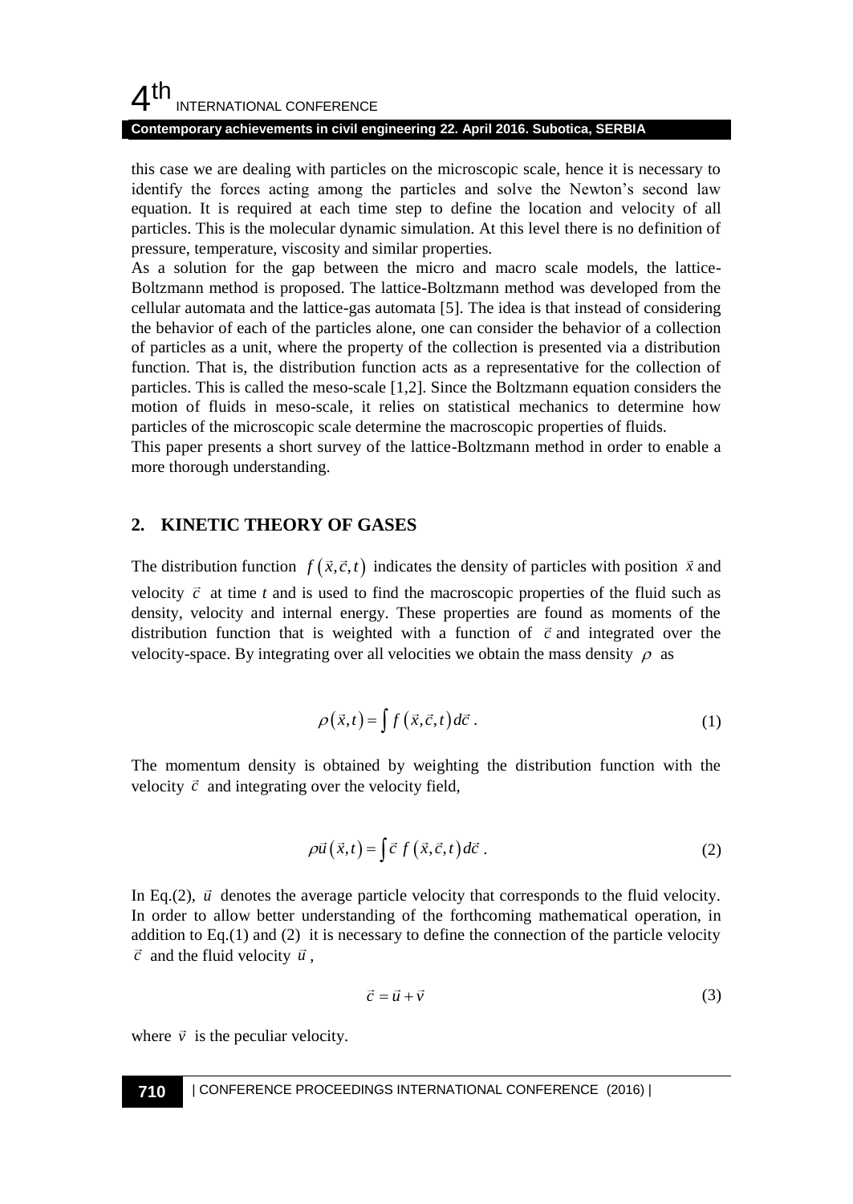this case we are dealing with particles on the microscopic scale, hence it is necessary to identify the forces acting among the particles and solve the Newton's second law equation. It is required at each time step to define the location and velocity of all particles. This is the molecular dynamic simulation. At this level there is no definition of pressure, temperature, viscosity and similar properties.

As a solution for the gap between the micro and macro scale models, the lattice-Boltzmann method is proposed. The lattice-Boltzmann method was developed from the cellular automata and the lattice-gas automata [5]. The idea is that instead of considering the behavior of each of the particles alone, one can consider the behavior of a collection of particles as a unit, where the property of the collection is presented via a distribution function. That is, the distribution function acts as a representative for the collection of particles. This is called the meso-scale [1,2]. Since the Boltzmann equation considers the motion of fluids in meso-scale, it relies on statistical mechanics to determine how particles of the microscopic scale determine the macroscopic properties of fluids.

This paper presents a short survey of the lattice-Boltzmann method in order to enable a more thorough understanding.

## 2. KINETIC THEORY OF GASES

The distribution function $f(\vec{x},\vec{c},t)$ indicates the density of particles with position $\vec{x}$ and velocity $\vec{c}$ at time $t$ and is used to find the macroscopic properties of the fluid such as density, velocity and internal energy. These properties are found as moments of the distribution function that is weighted with a function of $\vec{c}$ and integrated over the velocity-space. By integrating over all velocities we obtain the mass density $\rho$ as

$$\rho(\vec{x},t) = \int f(\vec{x},\vec{c},t)\, d\vec{c} \,. \tag{1}$$

The momentum density is obtained by weighting the distribution function with the velocity $\vec{c}$ and integrating over the velocity field,

$$\rho\vec{u}(\vec{x},t) = \int \vec{c}\; f(\vec{x},\vec{c},t)\, d\vec{c} \,. \tag{2}$$

In Eq.(2), $\vec{u}$ denotes the average particle velocity that corresponds to the fluid velocity. In order to allow better understanding of the forthcoming mathematical operation, in addition to Eq.(1) and (2) it is necessary to define the connection of the particle velocity $\vec{c}$ and the fluid velocity $\vec{u}$,

$$\vec{c} = \vec{u} + \vec{v} \tag{3}$$

where $\vec{v}$ is the peculiar velocity.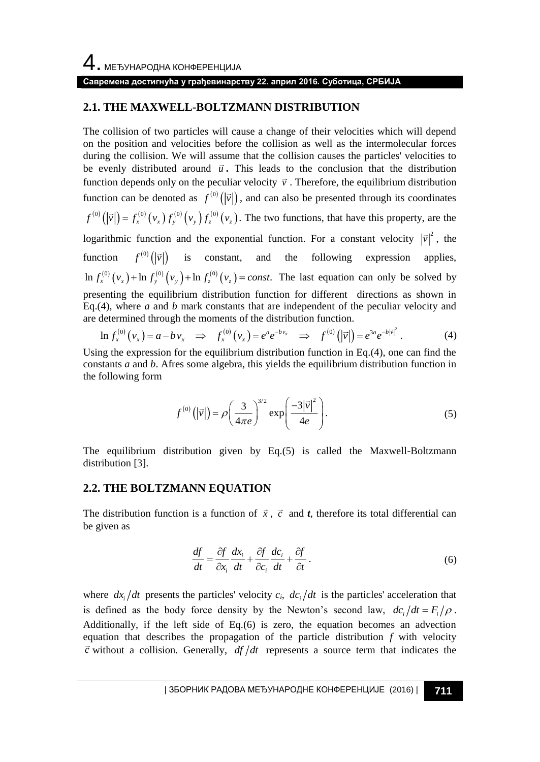## 2.1. THE MAXWELL-BOLTZMANN DISTRIBUTION

The collision of two particles will cause a change of their velocities which will depend on the position and velocities before the collision as well as the intermolecular forces during the collision. We will assume that the collision causes the particles' velocities to be evenly distributed around $\vec{u}$. This leads to the conclusion that the distribution function depends only on the peculiar velocity $\vec{v}$. Therefore, the equilibrium distribution function can be denoted as $f^{(0)}(|\vec{v}|)$, and can also be presented through its coordinates $f^{(0)}(|\vec{v}|) = f_x^{(0)}(v_x) f_y^{(0)}(v_y) f_z^{(0)}(v_z)$. The two functions, that have this property, are the logarithmic function and the exponential function. For a constant velocity $|\vec{v}|^2$, the function $f^{(0)}(|\vec{v}|)$ is constant, and the following expression applies, $\ln f_x^{(0)}(v_x) + \ln f_y^{(0)}(v_y) + \ln f_z^{(0)}(v_z) = const$. The last equation can only be solved by presenting the equilibrium distribution function for different directions as shown in Eq.(4), where *a* and *b* mark constants that are independent of the peculiar velocity and are determined through the moments of the distribution function.

$$\ln f_x^{(0)}(v_x) = a - b v_x \quad \Rightarrow \quad f_x^{(0)}(v_x) = e^a e^{-b v_x} \quad \Rightarrow \quad f^{(0)}(|\vec{v}|) = e^{3a} e^{-b|\vec{v}|^2}. \tag{4}$$

Using the expression for the equilibrium distribution function in Eq.(4), one can find the constants *a* and *b*. Afres some algebra, this yields the equilibrium distribution function in the following form

$$f^{(0)}(|\vec{v}|) = \rho \left( \frac{3}{4\pi e} \right)^{3/2} \exp\left( \frac{-3|\vec{v}|^2}{4e} \right). \tag{5}$$

The equilibrium distribution given by Eq.(5) is called the Maxwell-Boltzmann distribution [3].

## 2.2. THE BOLTZMANN EQUATION

The distribution function is a function of $\vec{x}$, $\vec{c}$ and $t$, therefore its total differential can be given as

$$\frac{df}{dt} = \frac{\partial f}{\partial x_i} \frac{dx_i}{dt} + \frac{\partial f}{\partial c_i} \frac{dc_i}{dt} + \frac{\partial f}{\partial t}. \tag{6}$$

where $dx_i/dt$ presents the particles' velocity $c_i$, $dc_i/dt$ is the particles' acceleration that is defined as the body force density by the Newton's second law, $dc_i/dt = F_i/\rho$. Additionally, if the left side of Eq.(6) is zero, the equation becomes an advection equation that describes the propagation of the particle distribution $f$ with velocity $\vec{c}$ without a collision. Generally, $df/dt$ represents a source term that indicates the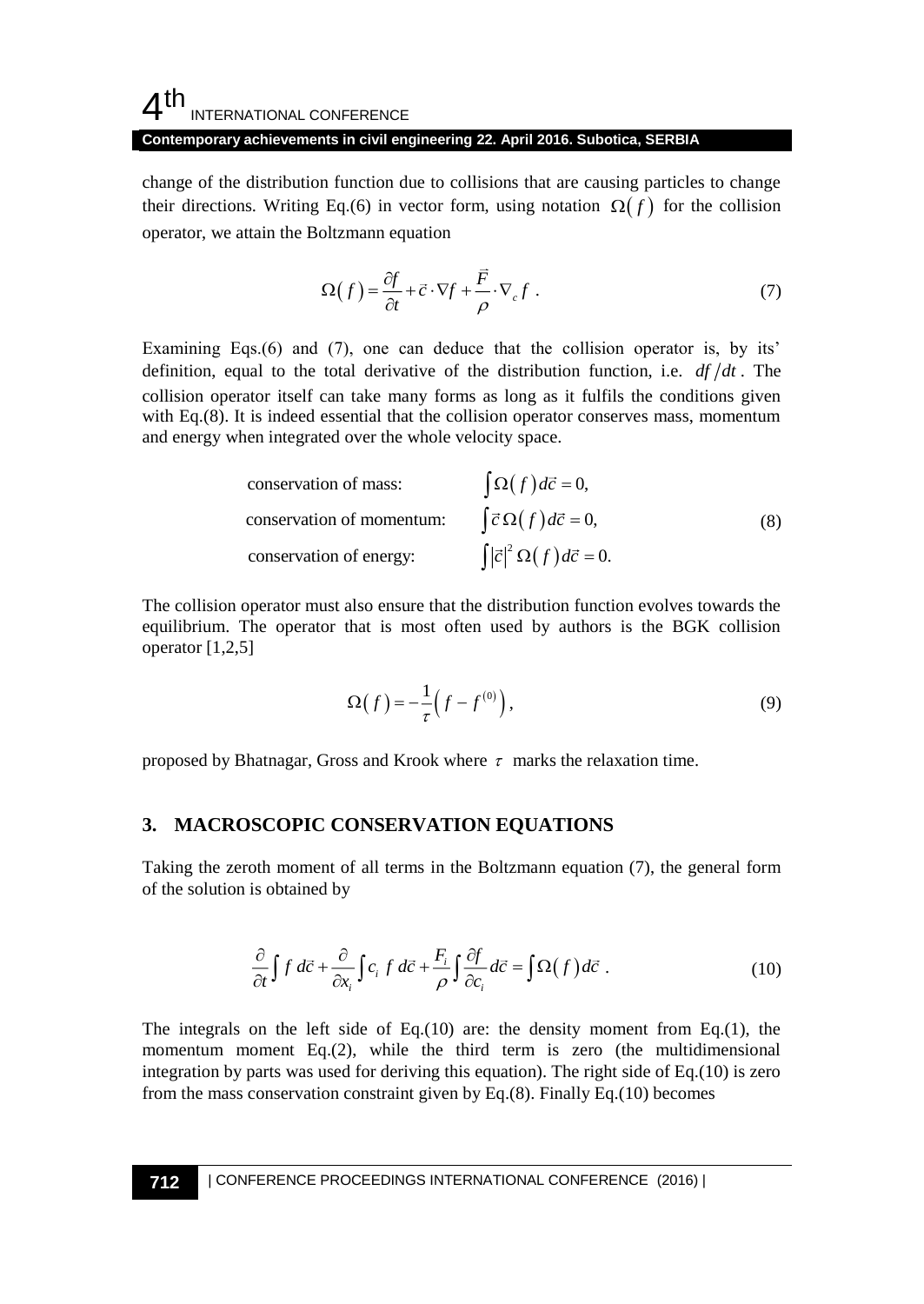change of the distribution function due to collisions that are causing particles to change their directions. Writing Eq.(6) in vector form, using notation $\Omega(f)$ for the collision operator, we attain the Boltzmann equation

$$\Omega(f) = \frac{\partial f}{\partial t} + \vec{c} \cdot \nabla f + \frac{\vec{F}}{\rho} \cdot \nabla_c f \ . \tag{7}$$

Examining Eqs.(6) and (7), one can deduce that the collision operator is, by its' definition, equal to the total derivative of the distribution function, i.e. $df/dt$. The collision operator itself can take many forms as long as it fulfils the conditions given with Eq.(8). It is indeed essential that the collision operator conserves mass, momentum and energy when integrated over the whole velocity space.

$$\begin{aligned}
&\text{conservation of mass:} && \int \Omega(f)\, d\vec{c} = 0, \\
&\text{conservation of momentum:} && \int \vec{c}\, \Omega(f)\, d\vec{c} = 0, \\
&\text{conservation of energy:} && \int |\vec{c}|^2\, \Omega(f)\, d\vec{c} = 0.
\end{aligned} \tag{8}$$

The collision operator must also ensure that the distribution function evolves towards the equilibrium. The operator that is most often used by authors is the BGK collision operator [1,2,5]

$$\Omega(f) = -\frac{1}{\tau}\left(f - f^{(0)}\right), \tag{9}$$

proposed by Bhatnagar, Gross and Krook where $\tau$ marks the relaxation time.

## 3. MACROSCOPIC CONSERVATION EQUATIONS

Taking the zeroth moment of all terms in the Boltzmann equation (7), the general form of the solution is obtained by

$$\frac{\partial}{\partial t}\int f\, d\vec{c} + \frac{\partial}{\partial x_i}\int c_i\, f\, d\vec{c} + \frac{F_i}{\rho}\int \frac{\partial f}{\partial c_i}\, d\vec{c} = \int \Omega(f)\, d\vec{c} \ . \tag{10}$$

The integrals on the left side of Eq.(10) are: the density moment from Eq.(1), the momentum moment Eq.(2), while the third term is zero (the multidimensional integration by parts was used for deriving this equation). The right side of Eq.(10) is zero from the mass conservation constraint given by Eq.(8). Finally Eq.(10) becomes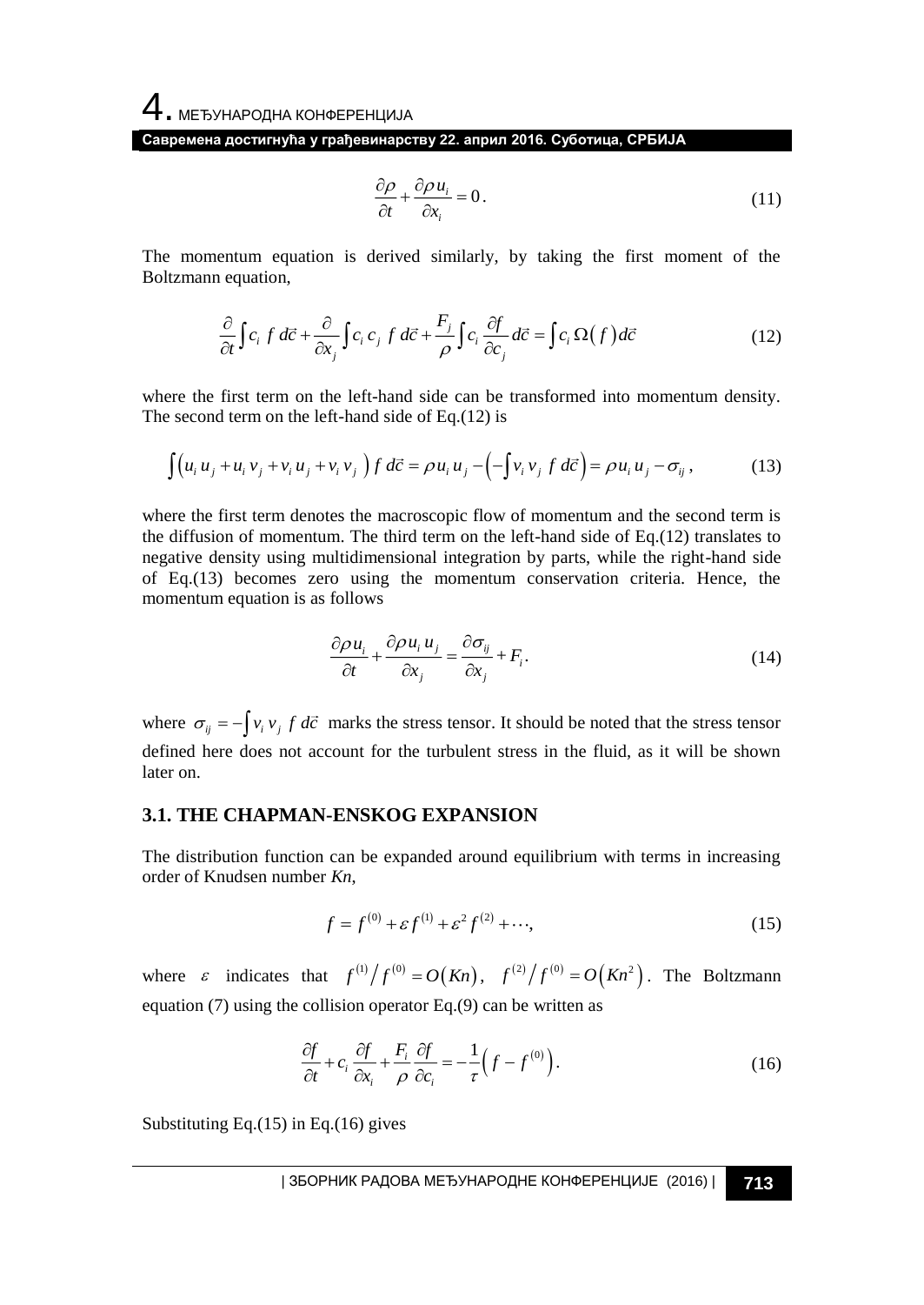$$\frac{\partial \rho}{\partial t}+\frac{\partial \rho u_i}{\partial x_i}=0. \tag{11}$$

The momentum equation is derived similarly, by taking the first moment of the Boltzmann equation,

$$\frac{\partial}{\partial t}\int c_i\, f\, d\vec{c}+\frac{\partial}{\partial x_j}\int c_i\, c_j\, f\, d\vec{c}+\frac{F_j}{\rho}\int c_i\, \frac{\partial f}{\partial c_j}\, d\vec{c}=\int c_i\, \Omega\left(f\right) d\vec{c} \tag{12}$$

where the first term on the left-hand side can be transformed into momentum density. The second term on the left-hand side of Eq.(12) is

$$\int\left(u_i\, u_j+u_i\, v_j+v_i\, u_j+v_i\, v_j\right) f\, d\vec{c}=\rho u_i\, u_j-\left(-\int v_i\, v_j\, f\, d\vec{c}\right)=\rho u_i\, u_j-\sigma_{ij}\,, \tag{13}$$

where the first term denotes the macroscopic flow of momentum and the second term is the diffusion of momentum. The third term on the left-hand side of Eq.(12) translates to negative density using multidimensional integration by parts, while the right-hand side of Eq.(13) becomes zero using the momentum conservation criteria. Hence, the momentum equation is as follows

$$\frac{\partial \rho u_i}{\partial t}+\frac{\partial \rho u_i\, u_j}{\partial x_j}=\frac{\partial \sigma_{ij}}{\partial x_j}+F_i. \tag{14}$$

where $\sigma_{ij}=-\int v_i\, v_j\, f\, d\vec{c}$ marks the stress tensor. It should be noted that the stress tensor defined here does not account for the turbulent stress in the fluid, as it will be shown later on.

### 3.1. THE CHAPMAN-ENSKOG EXPANSION

The distribution function can be expanded around equilibrium with terms in increasing order of Knudsen number *Kn*,

$$f=f^{(0)}+\varepsilon f^{(1)}+\varepsilon^2 f^{(2)}+\cdots, \tag{15}$$

where $\varepsilon$ indicates that $f^{(1)}/f^{(0)}=O\left(Kn\right)$, $f^{(2)}/f^{(0)}=O\left(Kn^2\right)$. The Boltzmann equation (7) using the collision operator Eq.(9) can be written as

$$\frac{\partial f}{\partial t}+c_i\, \frac{\partial f}{\partial x_i}+\frac{F_i}{\rho}\frac{\partial f}{\partial c_i}=-\frac{1}{\tau}\left(f-f^{(0)}\right). \tag{16}$$

Substituting Eq.(15) in Eq.(16) gives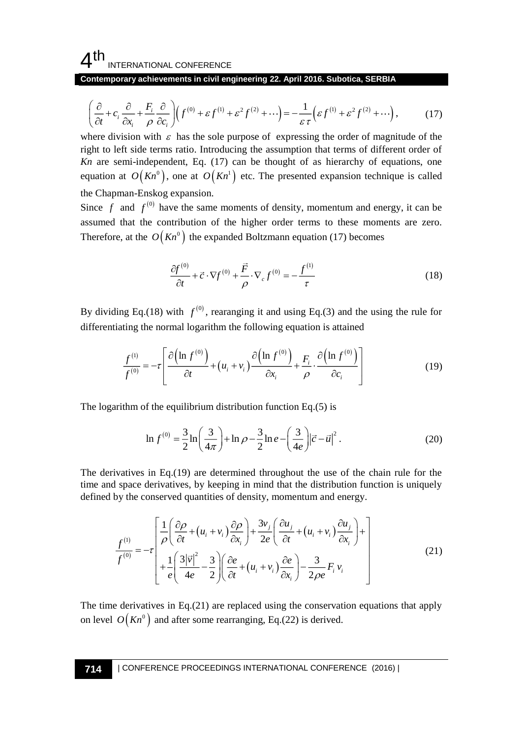$$\left(\frac{\partial}{\partial t}+c_i\frac{\partial}{\partial x_i}+\frac{F_i}{\rho}\frac{\partial}{\partial c_i}\right)\left(f^{(0)}+\varepsilon f^{(1)}+\varepsilon^2 f^{(2)}+\cdots\right)=-\frac{1}{\varepsilon\tau}\left(\varepsilon f^{(1)}+\varepsilon^2 f^{(2)}+\cdots\right), \tag{17}$$

where division with $\varepsilon$ has the sole purpose of expressing the order of magnitude of the right to left side terms ratio. Introducing the assumption that terms of different order of *Kn* are semi-independent, Eq. (17) can be thought of as hierarchy of equations, one equation at $O\left(Kn^0\right)$, one at $O\left(Kn^1\right)$ etc. The presented expansion technique is called the Chapman-Enskog expansion.

Since $f$ and $f^{(0)}$ have the same moments of density, momentum and energy, it can be assumed that the contribution of the higher order terms to these moments are zero. Therefore, at the $O\left(Kn^0\right)$ the expanded Boltzmann equation (17) becomes

$$\frac{\partial f^{(0)}}{\partial t}+\vec{c}\cdot\nabla f^{(0)}+\frac{\vec{F}}{\rho}\cdot\nabla_c f^{(0)}=-\frac{f^{(1)}}{\tau} \tag{18}$$

By dividing Eq.(18) with $f^{(0)}$, rearanging it and using Eq.(3) and the using the rule for differentiating the normal logarithm the following equation is attained

$$\frac{f^{(1)}}{f^{(0)}}=-\tau\left[\frac{\partial\left(\ln f^{(0)}\right)}{\partial t}+\left(u_i+v_i\right)\frac{\partial\left(\ln f^{(0)}\right)}{\partial x_i}+\frac{F_i}{\rho}\cdot\frac{\partial\left(\ln f^{(0)}\right)}{\partial c_i}\right] \tag{19}$$

The logarithm of the equilibrium distribution function Eq.(5) is

$$\ln f^{(0)}=\frac{3}{2}\ln\left(\frac{3}{4\pi}\right)+\ln\rho-\frac{3}{2}\ln e-\left(\frac{3}{4e}\right)\left|\vec{c}-\vec{u}\right|^2. \tag{20}$$

The derivatives in Eq.(19) are determined throughout the use of the chain rule for the time and space derivatives, by keeping in mind that the distribution function is uniquely defined by the conserved quantities of density, momentum and energy.

$$\frac{f^{(1)}}{f^{(0)}}=-\tau\left[\begin{array}{l}\dfrac{1}{\rho}\left(\dfrac{\partial\rho}{\partial t}+\left(u_i+v_i\right)\dfrac{\partial\rho}{\partial x_i}\right)+\dfrac{3v_j}{2e}\left(\dfrac{\partial u_j}{\partial t}+\left(u_i+v_i\right)\dfrac{\partial u_j}{\partial x_i}\right)+\\+\dfrac{1}{e}\left(\dfrac{3\left|\vec{v}\right|^2}{4e}-\dfrac{3}{2}\right)\left(\dfrac{\partial e}{\partial t}+\left(u_i+v_i\right)\dfrac{\partial e}{\partial x_i}\right)-\dfrac{3}{2\rho e}F_i\,v_i\end{array}\right] \tag{21}$$

The time derivatives in Eq.(21) are replaced using the conservation equations that apply on level $O\left(Kn^0\right)$ and after some rearranging, Eq.(22) is derived.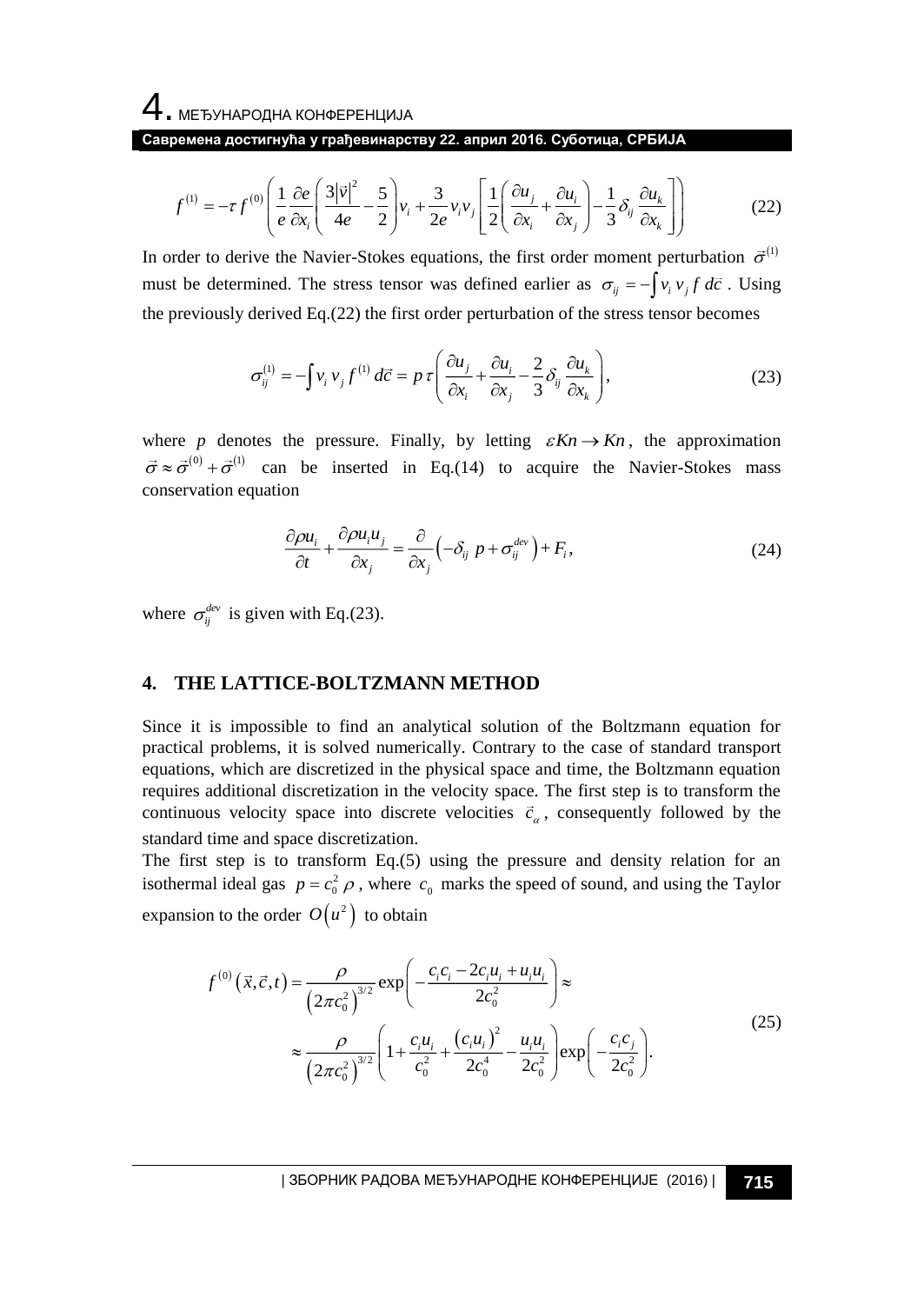$$f^{(1)} = -\tau f^{(0)} \left( \frac{1}{e} \frac{\partial e}{\partial x_i} \left( \frac{3|\vec{v}|^2}{4e} - \frac{5}{2} \right) v_i + \frac{3}{2e} v_i v_j \left[ \frac{1}{2} \left( \frac{\partial u_j}{\partial x_i} + \frac{\partial u_i}{\partial x_j} \right) - \frac{1}{3} \delta_{ij} \frac{\partial u_k}{\partial x_k} \right] \right) \tag{22}$$

In order to derive the Navier-Stokes equations, the first order moment perturbation $\vec{\sigma}^{(1)}$ must be determined. The stress tensor was defined earlier as $\sigma_{ij} = -\int v_i \, v_j \, f \, d\vec{c}$. Using the previously derived Eq.(22) the first order perturbation of the stress tensor becomes

$$\sigma_{ij}^{(1)} = -\int v_i \, v_j \, f^{(1)} \, d\vec{c} = p \, \tau \left( \frac{\partial u_j}{\partial x_i} + \frac{\partial u_i}{\partial x_j} - \frac{2}{3} \delta_{ij} \frac{\partial u_k}{\partial x_k} \right), \tag{23}$$

where $p$ denotes the pressure. Finally, by letting $\varepsilon Kn \to Kn$, the approximation $\vec{\sigma} \approx \vec{\sigma}^{(0)} + \vec{\sigma}^{(1)}$ can be inserted in Eq.(14) to acquire the Navier-Stokes mass conservation equation

$$\frac{\partial \rho u_i}{\partial t} + \frac{\partial \rho u_i u_j}{\partial x_j} = \frac{\partial}{\partial x_j} \left( -\delta_{ij} \, p + \sigma_{ij}^{dev} \right) + F_i, \tag{24}$$

where $\sigma_{ij}^{dev}$ is given with Eq.(23).

## 4. THE LATTICE-BOLTZMANN METHOD

Since it is impossible to find an analytical solution of the Boltzmann equation for practical problems, it is solved numerically. Contrary to the case of standard transport equations, which are discretized in the physical space and time, the Boltzmann equation requires additional discretization in the velocity space. The first step is to transform the continuous velocity space into discrete velocities $\vec{c}_\alpha$, consequently followed by the standard time and space discretization.

The first step is to transform Eq.(5) using the pressure and density relation for an isothermal ideal gas $p = c_0^2 \, \rho$, where $c_0$ marks the speed of sound, and using the Taylor expansion to the order $O\left(u^2\right)$ to obtain

$$\begin{aligned} f^{(0)}\left(\vec{x}, \vec{c}, t\right) &= \frac{\rho}{\left(2\pi c_0^2\right)^{3/2}} \exp\left( -\frac{c_i c_i - 2 c_i u_i + u_i u_i}{2c_0^2} \right) \approx \\ &\approx \frac{\rho}{\left(2\pi c_0^2\right)^{3/2}} \left( 1 + \frac{c_i u_i}{c_0^2} + \frac{\left(c_i u_i\right)^2}{2c_0^4} - \frac{u_i u_i}{2c_0^2} \right) \exp\left( -\frac{c_i c_j}{2c_0^2} \right). \end{aligned} \tag{25}$$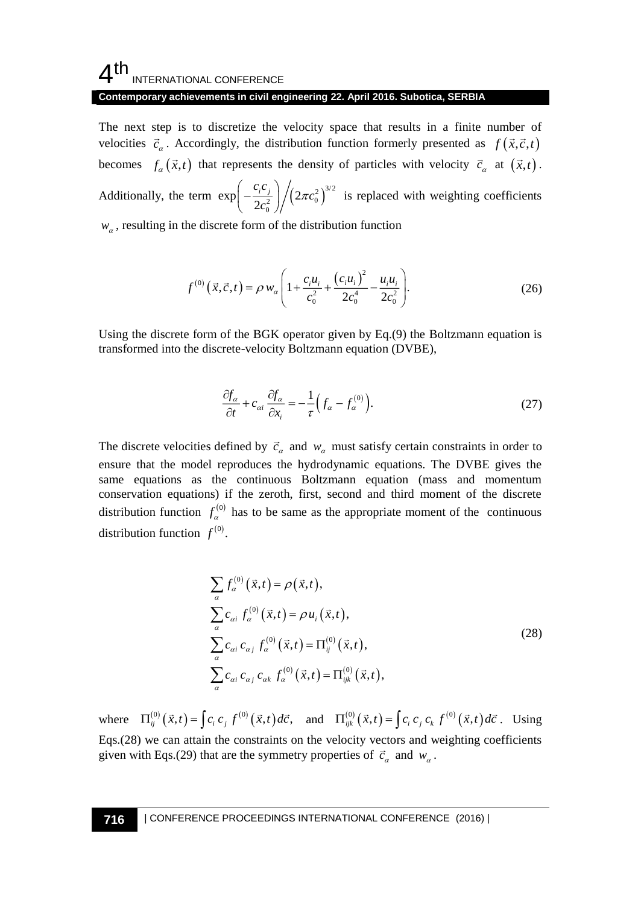The next step is to discretize the velocity space that results in a finite number of velocities $\vec{c}_\alpha$. Accordingly, the distribution function formerly presented as $f(\vec{x},\vec{c},t)$ becomes $f_\alpha(\vec{x},t)$ that represents the density of particles with velocity $\vec{c}_\alpha$ at $(\vec{x},t)$. Additionally, the term $\exp\left(-\frac{c_i c_j}{2c_0^2}\right) \Big/ \left(2\pi c_0^2\right)^{3/2}$ is replaced with weighting coefficients $w_\alpha$, resulting in the discrete form of the distribution function

$$f^{(0)}(\vec{x},\vec{c},t) = \rho\, w_\alpha \left( 1 + \frac{c_i u_i}{c_0^2} + \frac{(c_i u_i)^2}{2c_0^4} - \frac{u_i u_i}{2c_0^2} \right). \tag{26}$$

Using the discrete form of the BGK operator given by Eq.(9) the Boltzmann equation is transformed into the discrete-velocity Boltzmann equation (DVBE),

$$\frac{\partial f_\alpha}{\partial t} + c_{\alpha i} \frac{\partial f_\alpha}{\partial x_i} = -\frac{1}{\tau}\left( f_\alpha - f_\alpha^{(0)} \right). \tag{27}$$

The discrete velocities defined by $\vec{c}_\alpha$ and $w_\alpha$ must satisfy certain constraints in order to ensure that the model reproduces the hydrodynamic equations. The DVBE gives the same equations as the continuous Boltzmann equation (mass and momentum conservation equations) if the zeroth, first, second and third moment of the discrete distribution function $f_\alpha^{(0)}$ has to be same as the appropriate moment of the continuous distribution function $f^{(0)}$.

$$\begin{aligned}
&\sum_\alpha f_\alpha^{(0)}(\vec{x},t) = \rho(\vec{x},t), \\
&\sum_\alpha c_{\alpha i}\, f_\alpha^{(0)}(\vec{x},t) = \rho u_i(\vec{x},t), \\
&\sum_\alpha c_{\alpha i}\, c_{\alpha j}\, f_\alpha^{(0)}(\vec{x},t) = \Pi_{ij}^{(0)}(\vec{x},t), \\
&\sum_\alpha c_{\alpha i}\, c_{\alpha j}\, c_{\alpha k}\, f_\alpha^{(0)}(\vec{x},t) = \Pi_{ijk}^{(0)}(\vec{x},t),
\end{aligned} \tag{28}$$

where $\Pi_{ij}^{(0)}(\vec{x},t) = \int c_i\, c_j\, f^{(0)}(\vec{x},t)\, d\vec{c},$ and $\Pi_{ijk}^{(0)}(\vec{x},t) = \int c_i\, c_j\, c_k\, f^{(0)}(\vec{x},t)\, d\vec{c}$. Using Eqs.(28) we can attain the constraints on the velocity vectors and weighting coefficients given with Eqs.(29) that are the symmetry properties of $\vec{c}_\alpha$ and $w_\alpha$.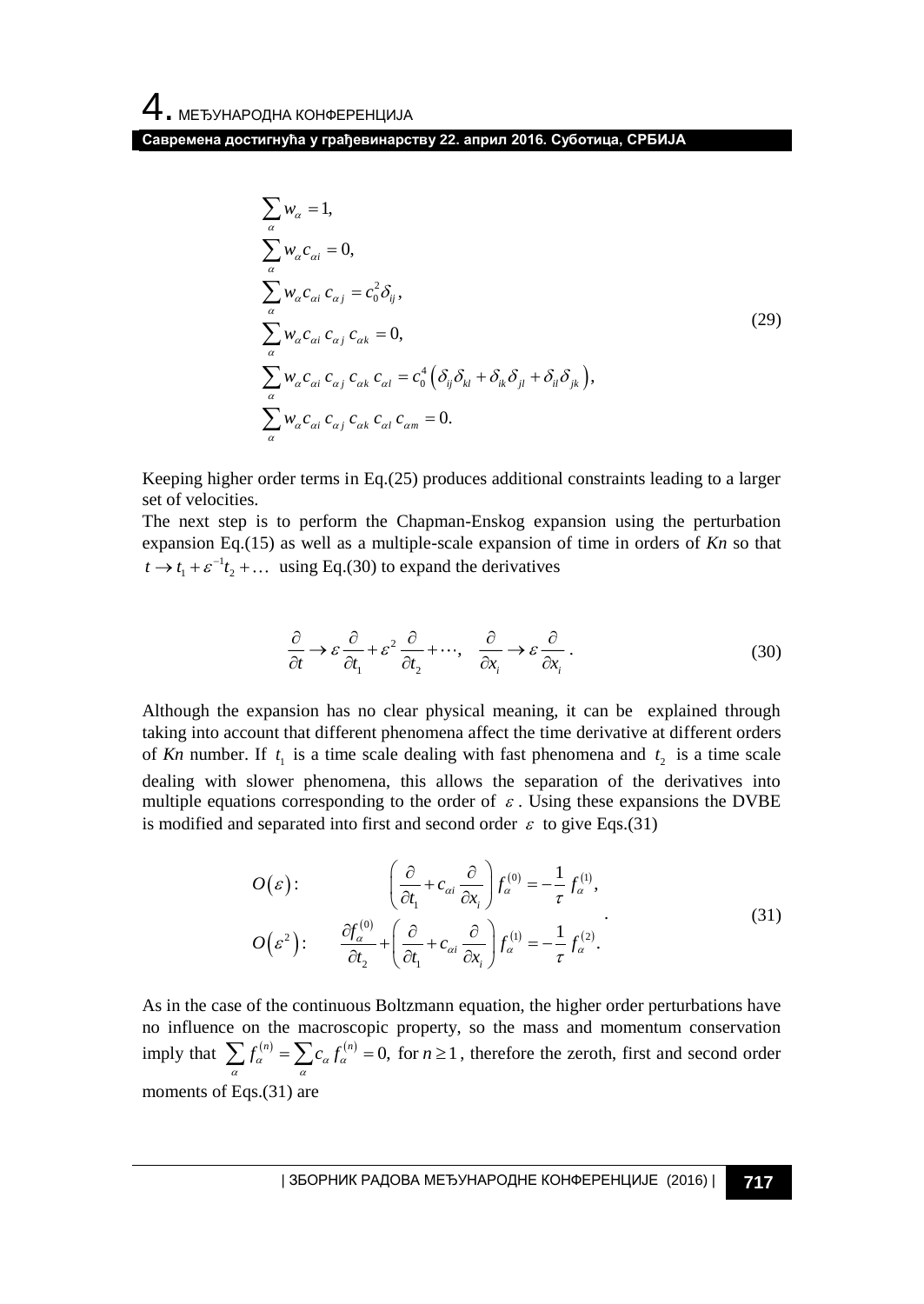$$
\begin{aligned}
&\sum_{\alpha} w_{\alpha} = 1, \\
&\sum_{\alpha} w_{\alpha} c_{\alpha i} = 0, \\
&\sum_{\alpha} w_{\alpha} c_{\alpha i}\, c_{\alpha j} = c_0^2 \delta_{ij}, \\
&\sum_{\alpha} w_{\alpha} c_{\alpha i}\, c_{\alpha j}\, c_{\alpha k} = 0, \\
&\sum_{\alpha} w_{\alpha} c_{\alpha i}\, c_{\alpha j}\, c_{\alpha k}\, c_{\alpha l} = c_0^4 \left( \delta_{ij}\delta_{kl} + \delta_{ik}\delta_{jl} + \delta_{il}\delta_{jk} \right), \\
&\sum_{\alpha} w_{\alpha} c_{\alpha i}\, c_{\alpha j}\, c_{\alpha k}\, c_{\alpha l}\, c_{\alpha m} = 0.
\end{aligned}
\tag{29}
$$

Keeping higher order terms in Eq.(25) produces additional constraints leading to a larger set of velocities.

The next step is to perform the Chapman-Enskog expansion using the perturbation expansion Eq.(15) as well as a multiple-scale expansion of time in orders of *Kn* so that $t \to t_1 + \varepsilon^{-1} t_2 + \ldots$ using Eq.(30) to expand the derivatives

$$
\frac{\partial}{\partial t} \to \varepsilon \frac{\partial}{\partial t_1} + \varepsilon^2 \frac{\partial}{\partial t_2} + \cdots, \quad \frac{\partial}{\partial x_i} \to \varepsilon \frac{\partial}{\partial x_i}. \tag{30}
$$

Although the expansion has no clear physical meaning, it can be explained through taking into account that different phenomena affect the time derivative at different orders of *Kn* number. If $t_1$ is a time scale dealing with fast phenomena and $t_2$ is a time scale dealing with slower phenomena, this allows the separation of the derivatives into multiple equations corresponding to the order of $\varepsilon$. Using these expansions the DVBE is modified and separated into first and second order $\varepsilon$ to give Eqs.(31)

$$
\begin{aligned}
&O(\varepsilon): \qquad \left( \frac{\partial}{\partial t_1} + c_{\alpha i} \frac{\partial}{\partial x_i} \right) f_{\alpha}^{(0)} = -\frac{1}{\tau} f_{\alpha}^{(1)}, \\
&O(\varepsilon^2): \quad \frac{\partial f_{\alpha}^{(0)}}{\partial t_2} + \left( \frac{\partial}{\partial t_1} + c_{\alpha i} \frac{\partial}{\partial x_i} \right) f_{\alpha}^{(1)} = -\frac{1}{\tau} f_{\alpha}^{(2)}.
\end{aligned}
\tag{31}
$$

As in the case of the continuous Boltzmann equation, the higher order perturbations have no influence on the macroscopic property, so the mass and momentum conservation imply that $\sum_{\alpha} f_{\alpha}^{(n)} = \sum_{\alpha} c_{\alpha} f_{\alpha}^{(n)} = 0,$ for $n \geq 1$, therefore the zeroth, first and second order moments of Eqs.(31) are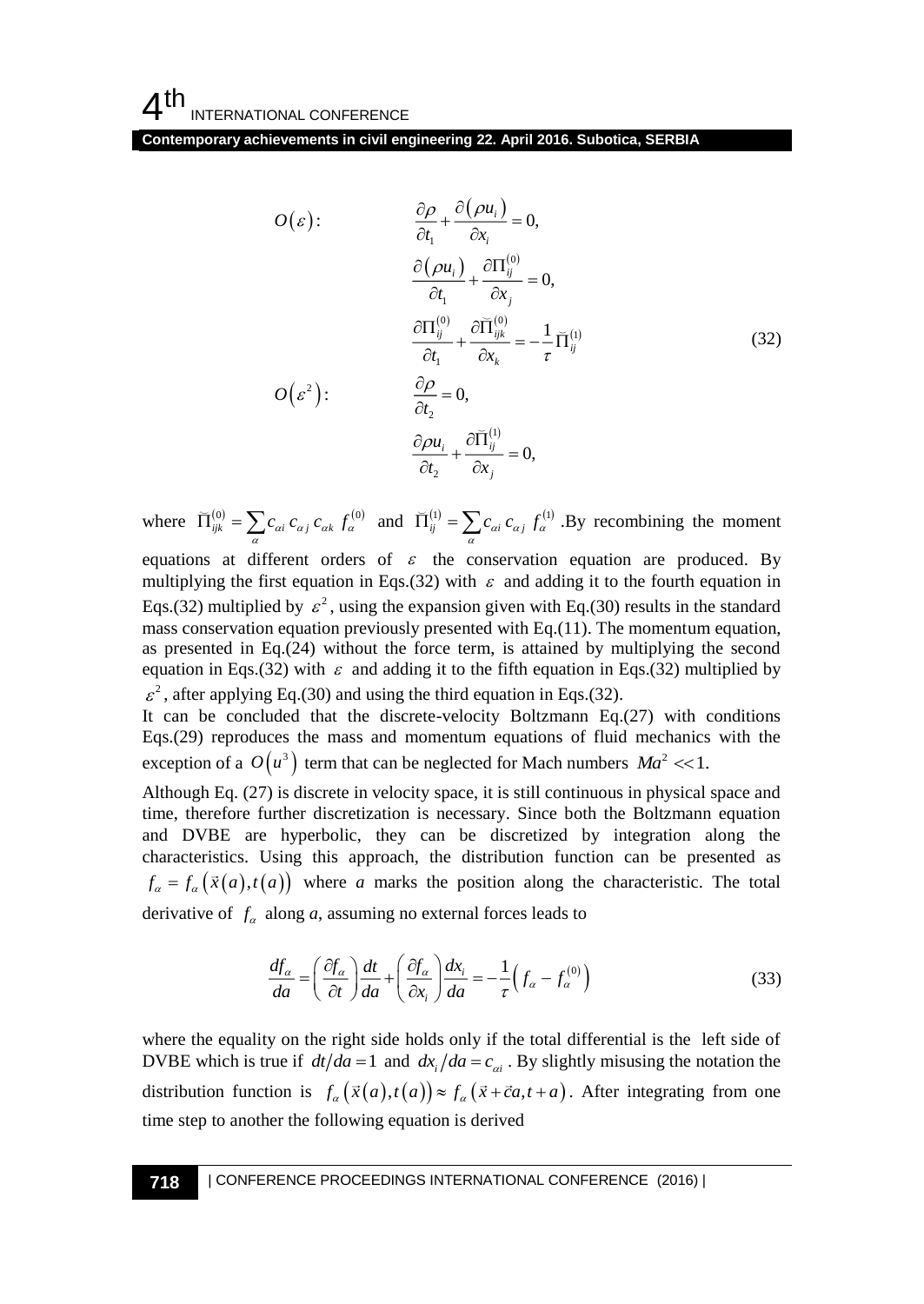$$
\begin{aligned}
O(\varepsilon): \qquad & \frac{\partial \rho}{\partial t_1} + \frac{\partial (\rho u_i)}{\partial x_i} = 0, \\
& \frac{\partial (\rho u_i)}{\partial t_1} + \frac{\partial \Pi_{ij}^{(0)}}{\partial x_j} = 0, \\
& \frac{\partial \Pi_{ij}^{(0)}}{\partial t_1} + \frac{\partial \breve{\Pi}_{ijk}^{(0)}}{\partial x_k} = -\frac{1}{\tau} \breve{\Pi}_{ij}^{(1)} \\
O(\varepsilon^2): \qquad & \frac{\partial \rho}{\partial t_2} = 0, \\
& \frac{\partial \rho u_i}{\partial t_2} + \frac{\partial \breve{\Pi}_{ij}^{(1)}}{\partial x_j} = 0,
\end{aligned}
\tag{32}
$$

where $\breve{\Pi}_{ijk}^{(0)} = \sum_{\alpha} c_{\alpha i}\, c_{\alpha j}\, c_{\alpha k}\, f_{\alpha}^{(0)}$ and $\breve{\Pi}_{ij}^{(1)} = \sum_{\alpha} c_{\alpha i}\, c_{\alpha j}\, f_{\alpha}^{(1)}$ .By recombining the moment equations at different orders of $\varepsilon$ the conservation equation are produced. By multiplying the first equation in Eqs.(32) with $\varepsilon$ and adding it to the fourth equation in Eqs.(32) multiplied by $\varepsilon^2$, using the expansion given with Eq.(30) results in the standard mass conservation equation previously presented with Eq.(11). The momentum equation, as presented in Eq.(24) without the force term, is attained by multiplying the second equation in Eqs.(32) with $\varepsilon$ and adding it to the fifth equation in Eqs.(32) multiplied by $\varepsilon^2$, after applying Eq.(30) and using the third equation in Eqs.(32).

It can be concluded that the discrete-velocity Boltzmann Eq.(27) with conditions Eqs.(29) reproduces the mass and momentum equations of fluid mechanics with the exception of a $O(u^3)$ term that can be neglected for Mach numbers $Ma^2 \ll 1$.

Although Eq. (27) is discrete in velocity space, it is still continuous in physical space and time, therefore further discretization is necessary. Since both the Boltzmann equation and DVBE are hyperbolic, they can be discretized by integration along the characteristics. Using this approach, the distribution function can be presented as $f_{\alpha} = f_{\alpha}(\vec{x}(a), t(a))$ where *a* marks the position along the characteristic. The total derivative of $f_{\alpha}$ along *a*, assuming no external forces leads to

$$
\frac{df_{\alpha}}{da} = \left( \frac{\partial f_{\alpha}}{\partial t} \right) \frac{dt}{da} + \left( \frac{\partial f_{\alpha}}{\partial x_i} \right) \frac{dx_i}{da} = -\frac{1}{\tau} \left( f_{\alpha} - f_{\alpha}^{(0)} \right)
\tag{33}
$$

where the equality on the right side holds only if the total differential is the left side of DVBE which is true if $dt/da = 1$ and $dx_i/da = c_{\alpha i}$. By slightly misusing the notation the distribution function is $f_{\alpha}(\vec{x}(a), t(a)) \approx f_{\alpha}(\vec{x} + \vec{c}a, t + a)$. After integrating from one time step to another the following equation is derived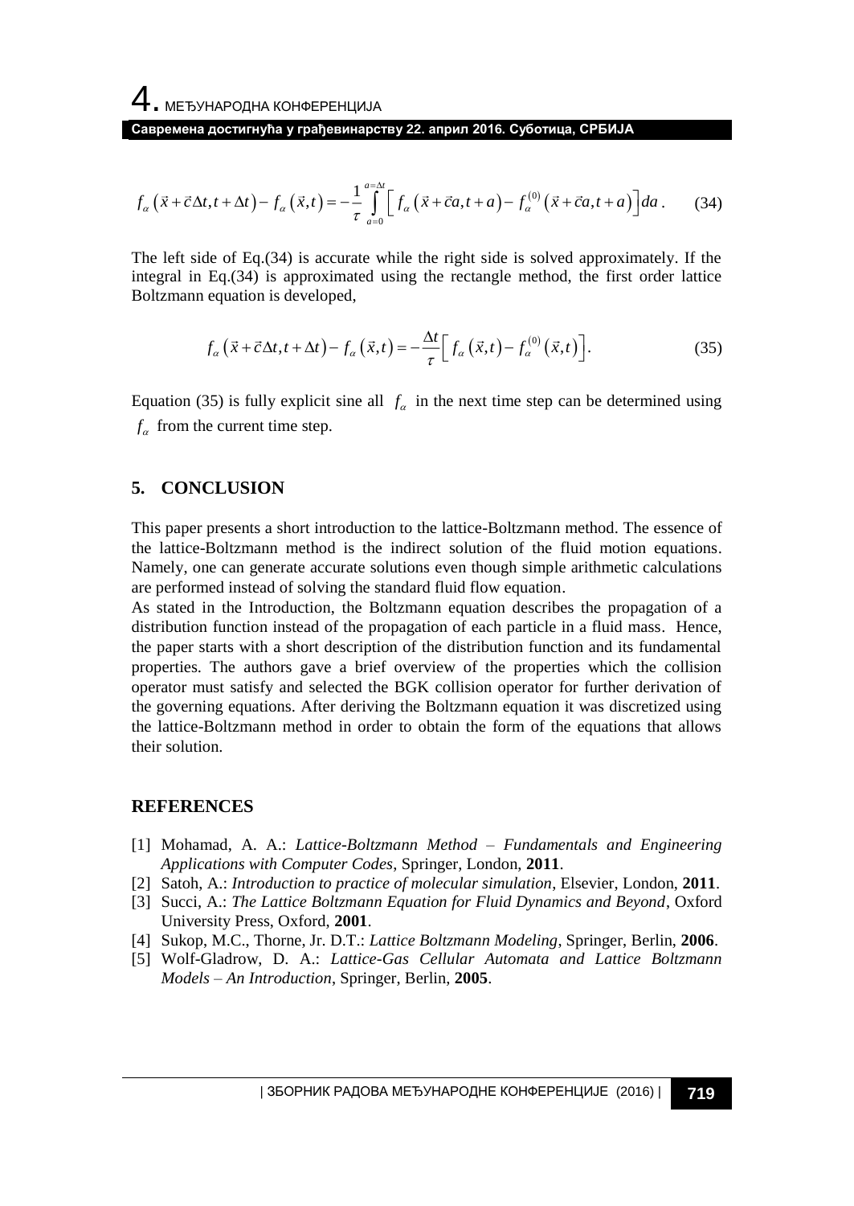$$f_\alpha\left(\vec{x}+\vec{c}\Delta t, t+\Delta t\right)-f_\alpha\left(\vec{x},t\right)=-\frac{1}{\tau}\int_{a=0}^{a=\Delta t}\left[f_\alpha\left(\vec{x}+\vec{c}a,t+a\right)-f_\alpha^{(0)}\left(\vec{x}+\vec{c}a,t+a\right)\right]da\,. \qquad (34)$$

The left side of Eq.(34) is accurate while the right side is solved approximately. If the integral in Eq.(34) is approximated using the rectangle method, the first order lattice Boltzmann equation is developed,

$$f_\alpha\left(\vec{x}+\vec{c}\Delta t, t+\Delta t\right)-f_\alpha\left(\vec{x},t\right)=-\frac{\Delta t}{\tau}\left[f_\alpha\left(\vec{x},t\right)-f_\alpha^{(0)}\left(\vec{x},t\right)\right]. \qquad (35)$$

Equation (35) is fully explicit sine all $f_\alpha$ in the next time step can be determined using $f_\alpha$ from the current time step.

## 5. CONCLUSION

This paper presents a short introduction to the lattice-Boltzmann method. The essence of the lattice-Boltzmann method is the indirect solution of the fluid motion equations. Namely, one can generate accurate solutions even though simple arithmetic calculations are performed instead of solving the standard fluid flow equation.

As stated in the Introduction, the Boltzmann equation describes the propagation of a distribution function instead of the propagation of each particle in a fluid mass. Hence, the paper starts with a short description of the distribution function and its fundamental properties. The authors gave a brief overview of the properties which the collision operator must satisfy and selected the BGK collision operator for further derivation of the governing equations. After deriving the Boltzmann equation it was discretized using the lattice-Boltzmann method in order to obtain the form of the equations that allows their solution.

## REFERENCES

[1] Mohamad, A. A.: *Lattice-Boltzmann Method – Fundamentals and Engineering Applications with Computer Codes*, Springer, London, **2011**.

[2] Satoh, A.: *Introduction to practice of molecular simulation*, Elsevier, London, **2011**.

[3] Succi, A.: *The Lattice Boltzmann Equation for Fluid Dynamics and Beyond*, Oxford University Press, Oxford, **2001**.

[4] Sukop, M.C., Thorne, Jr. D.T.: *Lattice Boltzmann Modeling*, Springer, Berlin, **2006**.

[5] Wolf-Gladrow, D. A.: *Lattice-Gas Cellular Automata and Lattice Boltzmann Models – An Introduction*, Springer, Berlin, **2005**.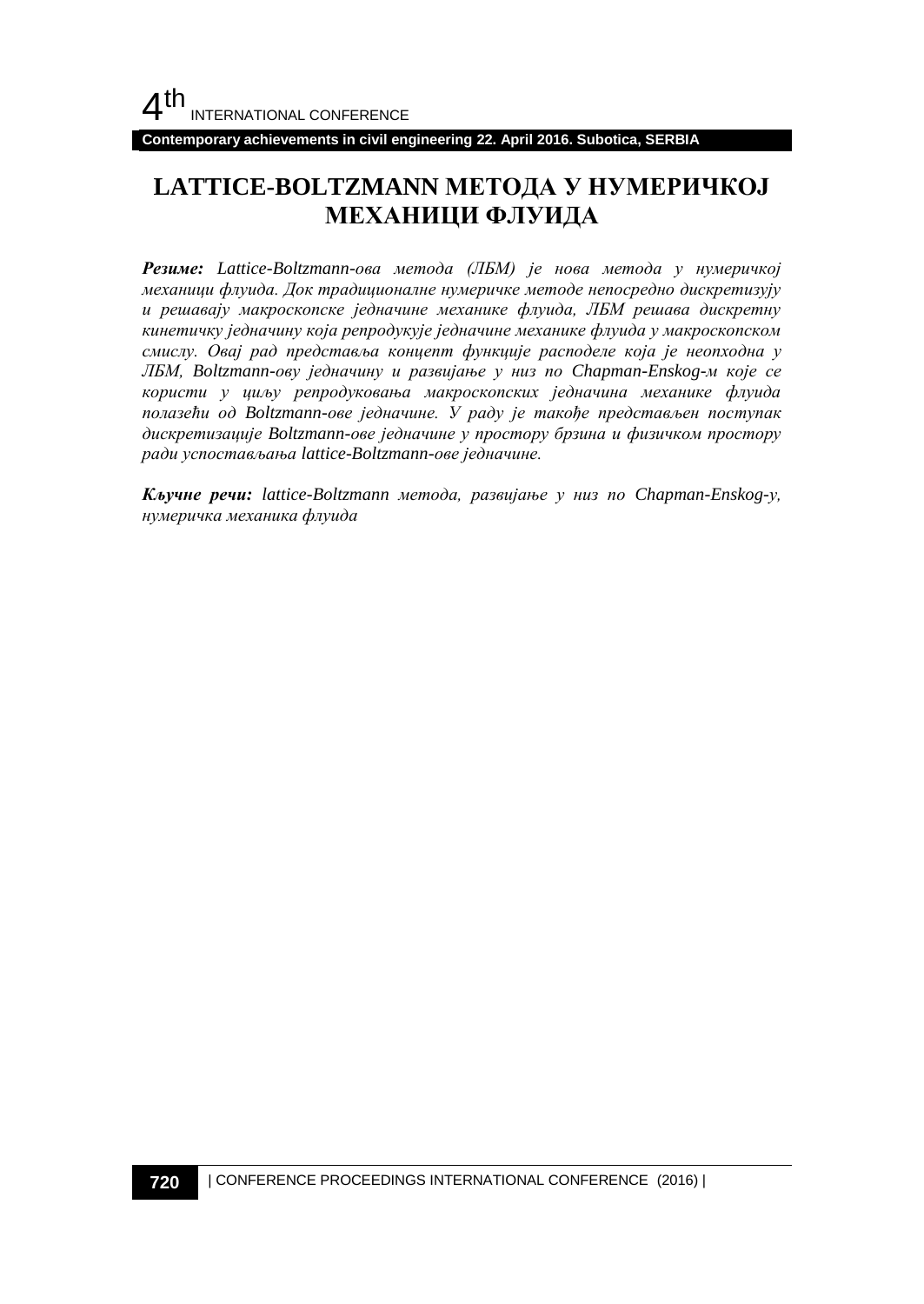# LATTICE-BOLTZMANN МЕТОДА У НУМЕРИЧКОЈ МЕХАНИЦИ ФЛУИДА

***Резиме:*** *Lattice-Boltzmann-ова метода (ЛБМ) је нова метода у нумеричкој механици флуида. Док традиционалне нумеричке методе непосредно дискретизују и решавају макроскопске једначине механике флуида, ЛБМ решава дискретну кинетичку једначину која репродукује једначине механике флуида у макроскопском смислу. Овај рад представља концепт функције расподеле која је неопходна у ЛБМ, Boltzmann-ову једначину и развијање у низ по Chapman-Enskog-м које се користи у циљу репродуковања макроскопских једначина механике флуида полазећи од Boltzmann-ове једначине. У раду је такође представљен поступак дискретизације Boltzmann-ове једначине у простору брзина и физичком простору ради успостављања lattice-Boltzmann-ове једначине.*

***Кључне речи:*** *lattice-Boltzmann метода, развијање у низ по Chapman-Enskog-у, нумеричка механика флуида*